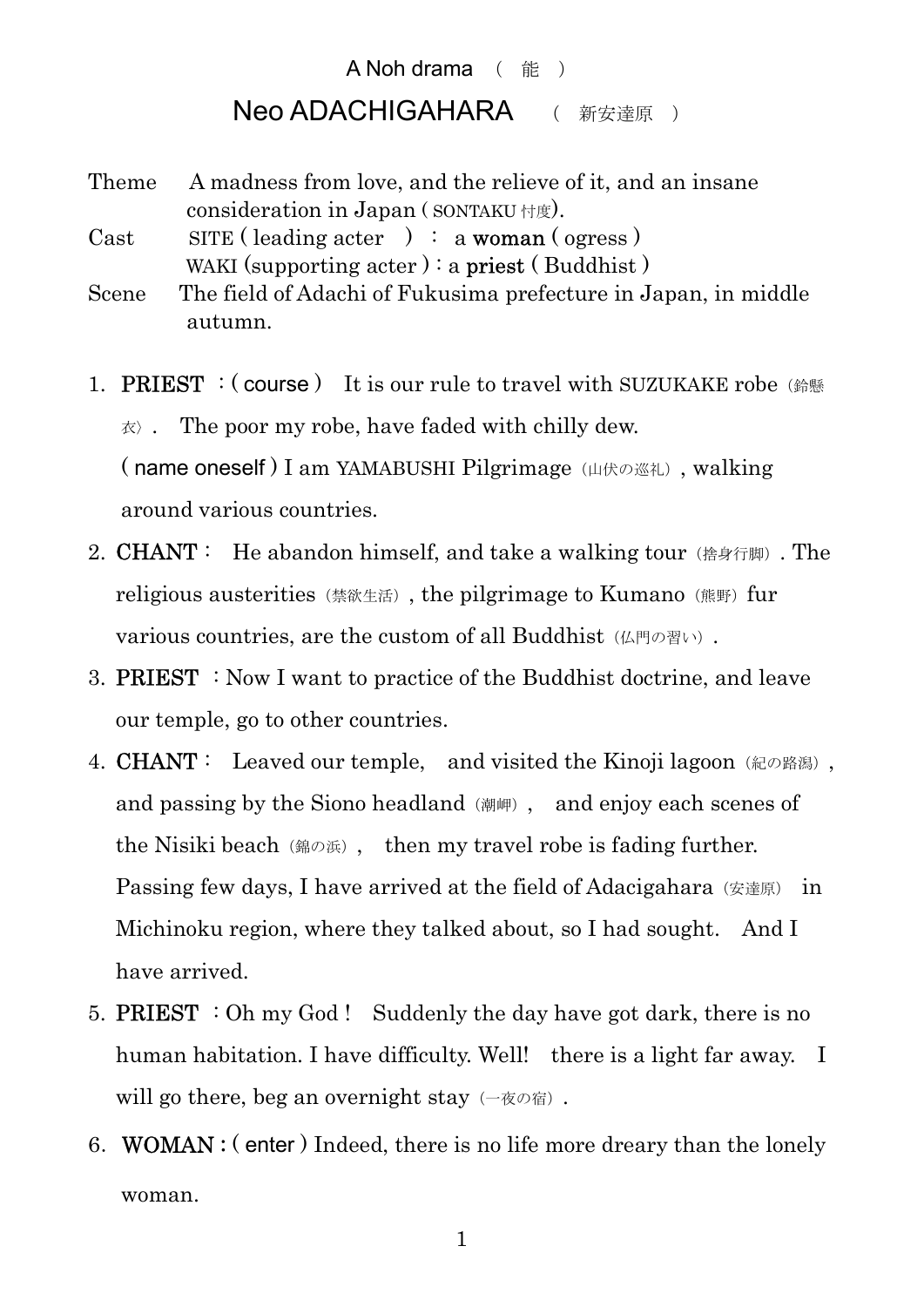# A Noh drama （ 能 ）

## Neo ADACHIGAHARA （ 新安達原 ）

Theme　A madness from love, and the relieve of it, and an insane consideration in Japan ( SONTAKU 忖度).

Cast　SITE ( leading acter　) ： a **woman** ( ogress )
　　　WAKI (supporting acter )：a **priest** ( Buddhist )

Scene　The field of Adachi of Fukusima prefecture in Japan, in middle autumn.

1. **PRIEST** ：( course )　It is our rule to travel with SUZUKAKE robe（鈴懸衣）.　The poor my robe, have faded with chilly dew.
   ( name oneself ) I am YAMABUSHI Pilgrimage（山伏の巡礼）, walking around various countries.
2. **CHANT**：　He abandon himself, and take a walking tour（捨身行脚）. The religious austerities（禁欲生活）, the pilgrimage to Kumano（熊野）fur various countries, are the custom of all Buddhist（仏門の習い）.
3. **PRIEST** ：Now I want to practice of the Buddhist doctrine, and leave our temple, go to other countries.
4. **CHANT**：　Leaved our temple,　and visited the Kinoji lagoon（紀の路潟）,　and passing by the Siono headland（潮岬）,　and enjoy each scenes of the Nisiki beach（錦の浜）,　then my travel robe is fading further. Passing few days, I have arrived at the field of Adacigahara（安達原）　in Michinoku region, where they talked about, so I had sought.　And I have arrived.
5. **PRIEST** ：Oh my God !　Suddenly the day have got dark, there is no human habitation. I have difficulty. Well!　there is a light far away.　I will go there, beg an overnight stay（一夜の宿）.
6. **WOMAN** : ( enter ) Indeed, there is no life more dreary than the lonely woman.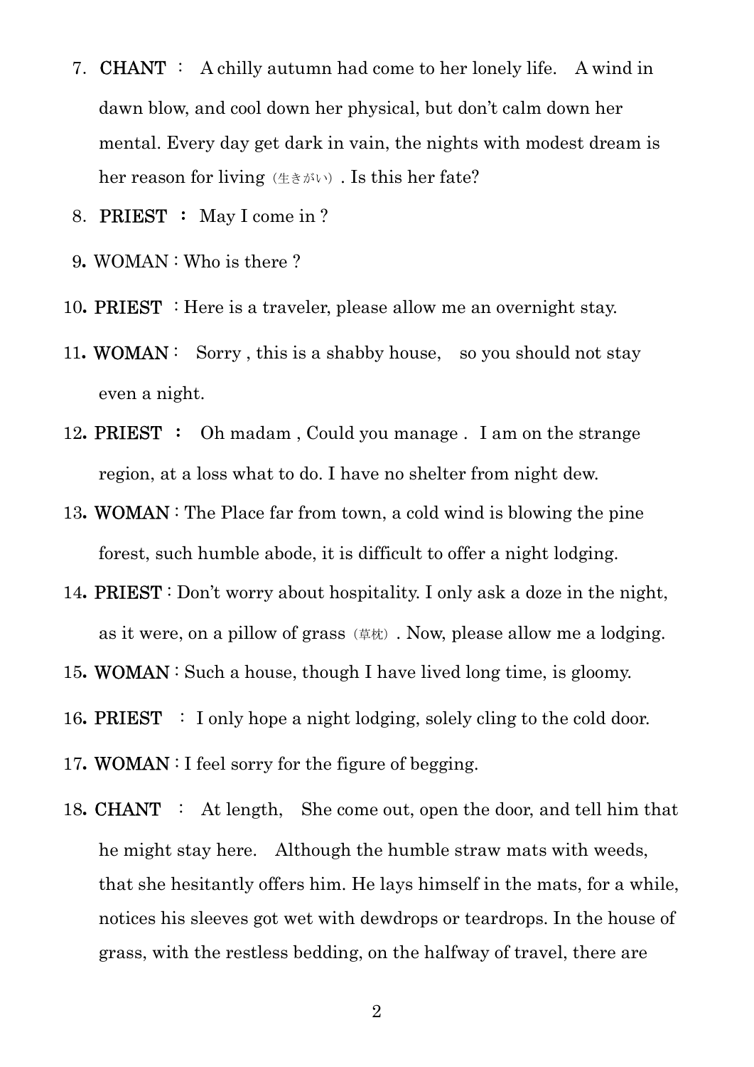7. **CHANT** ： A chilly autumn had come to her lonely life.　A wind in dawn blow, and cool down her physical, but don't calm down her mental. Every day get dark in vain, the nights with modest dream is her reason for living（生きがい）. Is this her fate?

8. **PRIEST** ： May I come in ?

9. WOMAN : Who is there ?

10. **PRIEST** : Here is a traveler, please allow me an overnight stay.

11. **WOMAN** :　Sorry , this is a shabby house,　so you should not stay even a night.

12. **PRIEST** ：　Oh madam , Could you manage .　I am on the strange region, at a loss what to do. I have no shelter from night dew.

13. **WOMAN** : The Place far from town, a cold wind is blowing the pine forest, such humble abode, it is difficult to offer a night lodging.

14. **PRIEST** : Don't worry about hospitality. I only ask a doze in the night, as it were, on a pillow of grass（草枕）. Now, please allow me a lodging.

15. **WOMAN** : Such a house, though I have lived long time, is gloomy.

16. **PRIEST** ： I only hope a night lodging, solely cling to the cold door.

17. **WOMAN** : I feel sorry for the figure of begging.

18. **CHANT** ： At length,　She come out, open the door, and tell him that he might stay here.　Although the humble straw mats with weeds, that she hesitantly offers him. He lays himself in the mats, for a while, notices his sleeves got wet with dewdrops or teardrops. In the house of grass, with the restless bedding, on the halfway of travel, there are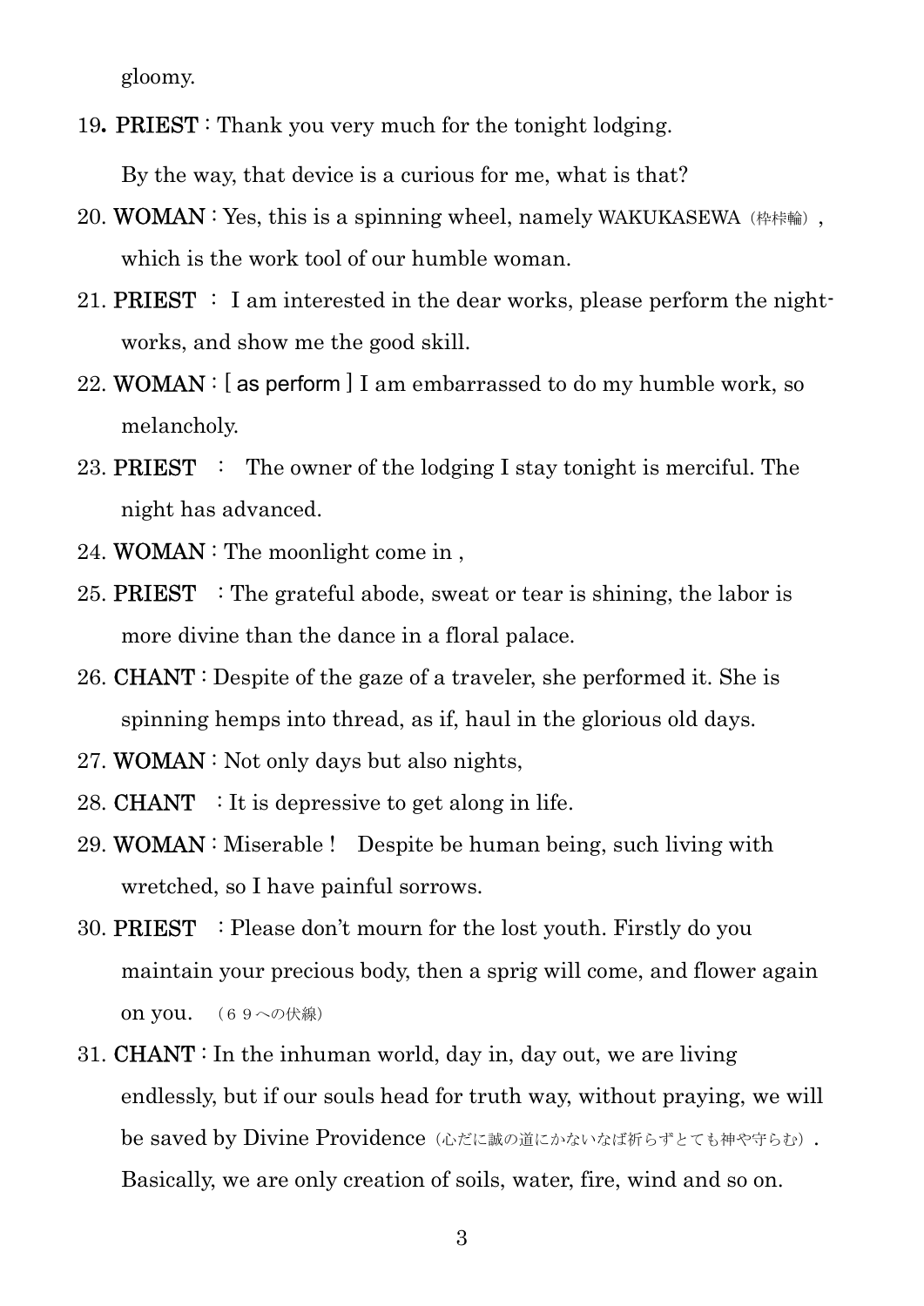gloomy.

19**.** **PRIEST**：Thank you very much for the tonight lodging.

By the way, that device is a curious for me, what is that?

20. **WOMAN**：Yes, this is a spinning wheel, namely WAKUKASEWA（枠桛輪）, which is the work tool of our humble woman.

21. **PRIEST** ： I am interested in the dear works, please perform the night-works, and show me the good skill.

22. **WOMAN**：[ as perform ] I am embarrassed to do my humble work, so melancholy.

23. **PRIEST** ： The owner of the lodging I stay tonight is merciful. The night has advanced.

24. **WOMAN**：The moonlight come in ,

25. **PRIEST** ：The grateful abode, sweat or tear is shining, the labor is more divine than the dance in a floral palace.

26. **CHANT**：Despite of the gaze of a traveler, she performed it. She is spinning hemps into thread, as if, haul in the glorious old days.

27. **WOMAN**：Not only days but also nights,

28. **CHANT** ：It is depressive to get along in life.

29. **WOMAN**：Miserable !　Despite be human being, such living with wretched, so I have painful sorrows.

30. **PRIEST** ：Please don't mourn for the lost youth. Firstly do you maintain your precious body, then a sprig will come, and flower again on you. （６９への伏線）

31. **CHANT**：In the inhuman world, day in, day out, we are living endlessly, but if our souls head for truth way, without praying, we will be saved by Divine Providence（心だに誠の道にかないなば祈らずとても神や守らむ）. Basically, we are only creation of soils, water, fire, wind and so on.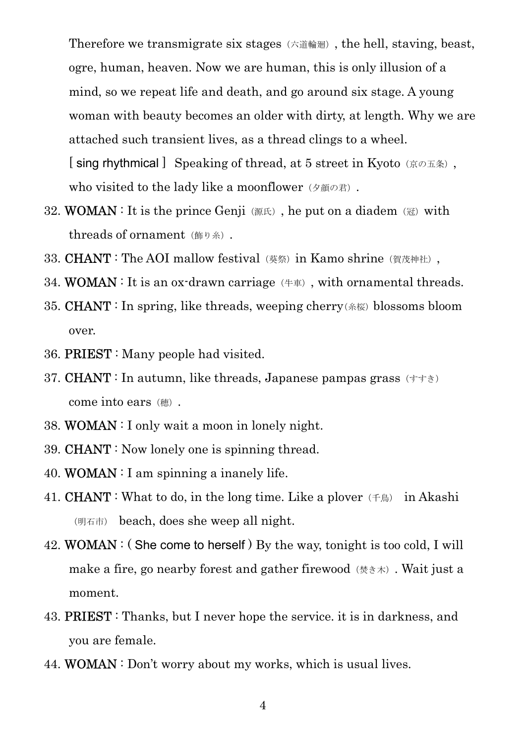Therefore we transmigrate six stages（六道輪廻）, the hell, staving, beast, ogre, human, heaven. Now we are human, this is only illusion of a mind, so we repeat life and death, and go around six stage. A young woman with beauty becomes an older with dirty, at length. Why we are attached such transient lives, as a thread clings to a wheel.

[ sing rhythmical ] Speaking of thread, at 5 street in Kyoto（京の五条）, who visited to the lady like a moonflower（夕顔の君）.

32. **WOMAN**：It is the prince Genji（源氏）, he put on a diadem（冠）with threads of ornament（飾り糸）.
33. **CHANT**：The AOI mallow festival（葵祭）in Kamo shrine（賀茂神社）,
34. **WOMAN**：It is an ox-drawn carriage（牛車）, with ornamental threads.
35. **CHANT**：In spring, like threads, weeping cherry（糸桜）blossoms bloom over.
36. **PRIEST**：Many people had visited.
37. **CHANT**：In autumn, like threads, Japanese pampas grass（すすき）come into ears（穂）.
38. **WOMAN**：I only wait a moon in lonely night.
39. **CHANT**：Now lonely one is spinning thread.
40. **WOMAN**：I am spinning a inanely life.
41. **CHANT**：What to do, in the long time. Like a plover（千鳥） in Akashi（明石市） beach, does she weep all night.
42. **WOMAN**：( She come to herself ) By the way, tonight is too cold, I will make a fire, go nearby forest and gather firewood（焚き木）. Wait just a moment.
43. **PRIEST**：Thanks, but I never hope the service. it is in darkness, and you are female.
44. **WOMAN**：Don't worry about my works, which is usual lives.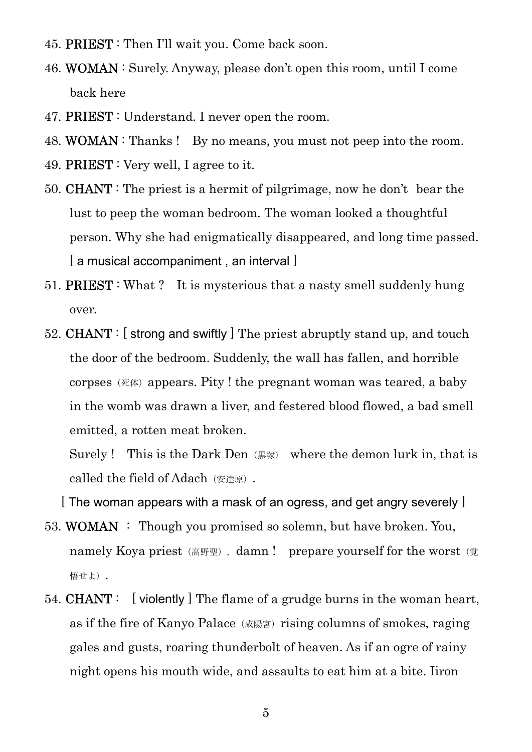45. **PRIEST**：Then I'll wait you. Come back soon.

46. **WOMAN**：Surely. Anyway, please don't open this room, until I come back here

47. **PRIEST**：Understand. I never open the room.

48. **WOMAN**：Thanks！ By no means, you must not peep into the room.

49. **PRIEST**：Very well, I agree to it.

50. **CHANT**：The priest is a hermit of pilgrimage, now he don't bear the lust to peep the woman bedroom. The woman looked a thoughtful person. Why she had enigmatically disappeared, and long time passed. [ a musical accompaniment , an interval ]

51. **PRIEST**：What？ It is mysterious that a nasty smell suddenly hung over.

52. **CHANT**：[ strong and swiftly ] The priest abruptly stand up, and touch the door of the bedroom. Suddenly, the wall has fallen, and horrible corpses（死体）appears. Pity ! the pregnant woman was teared, a baby in the womb was drawn a liver, and festered blood flowed, a bad smell emitted, a rotten meat broken.

    Surely！ This is the Dark Den（黒塚） where the demon lurk in, that is called the field of Adach（安達原）.

[ The woman appears with a mask of an ogress, and get angry severely ]

53. **WOMAN** ： Though you promised so solemn, but have broken. You, namely Koya priest（高野聖）, damn！ prepare yourself for the worst（覚悟せよ）.

54. **CHANT**： [ violently ] The flame of a grudge burns in the woman heart, as if the fire of Kanyo Palace（咸陽宮）rising columns of smokes, raging gales and gusts, roaring thunderbolt of heaven. As if an ogre of rainy night opens his mouth wide, and assaults to eat him at a bite. Iiron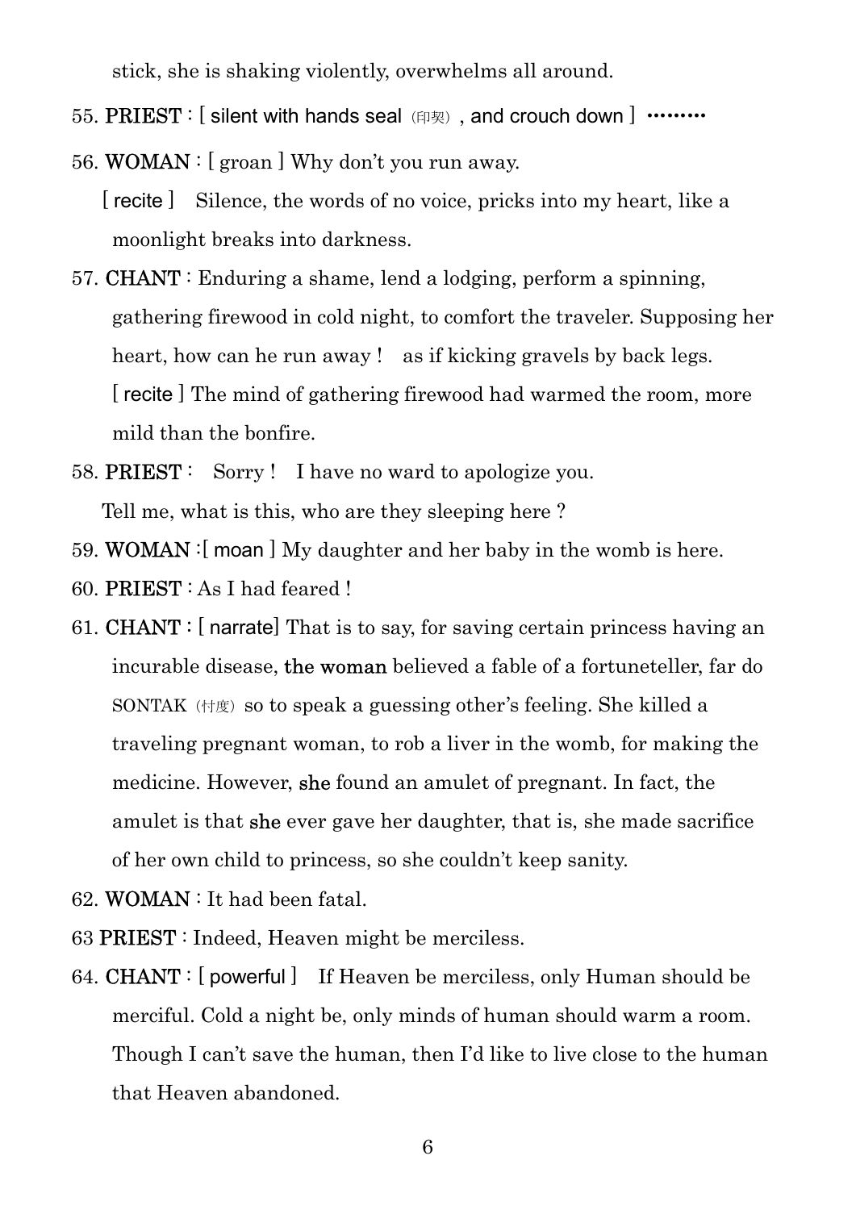stick, she is shaking violently, overwhelms all around.

55. **PRIEST**：[ silent with hands seal（印契）, and crouch down ] ………

56. **WOMAN**：[ groan ] Why don't you run away.
   [ recite ]　Silence, the words of no voice, pricks into my heart, like a moonlight breaks into darkness.

57. **CHANT**：Enduring a shame, lend a lodging, perform a spinning, gathering firewood in cold night, to comfort the traveler. Supposing her heart, how can he run away！　as if kicking gravels by back legs.
   [ recite ] The mind of gathering firewood had warmed the room, more mild than the bonfire.

58. **PRIEST**：　Sorry！　I have no ward to apologize you.
   Tell me, what is this, who are they sleeping here？

59. **WOMAN**：[ moan ] My daughter and her baby in the womb is here.

60. **PRIEST**：As I had feared！

61. **CHANT**：[ narrate] That is to say, for saving certain princess having an incurable disease, **the woman** believed a fable of a fortuneteller, far do SONTAK（忖度）so to speak a guessing other's feeling. She killed a traveling pregnant woman, to rob a liver in the womb, for making the medicine. However, **she** found an amulet of pregnant. In fact, the amulet is that **she** ever gave her daughter, that is, she made sacrifice of her own child to princess, so she couldn't keep sanity.

62. **WOMAN**：It had been fatal.

63 **PRIEST**：Indeed, Heaven might be merciless.

64. **CHANT**：[ powerful ]　If Heaven be merciless, only Human should be merciful. Cold a night be, only minds of human should warm a room. Though I can't save the human, then I'd like to live close to the human that Heaven abandoned.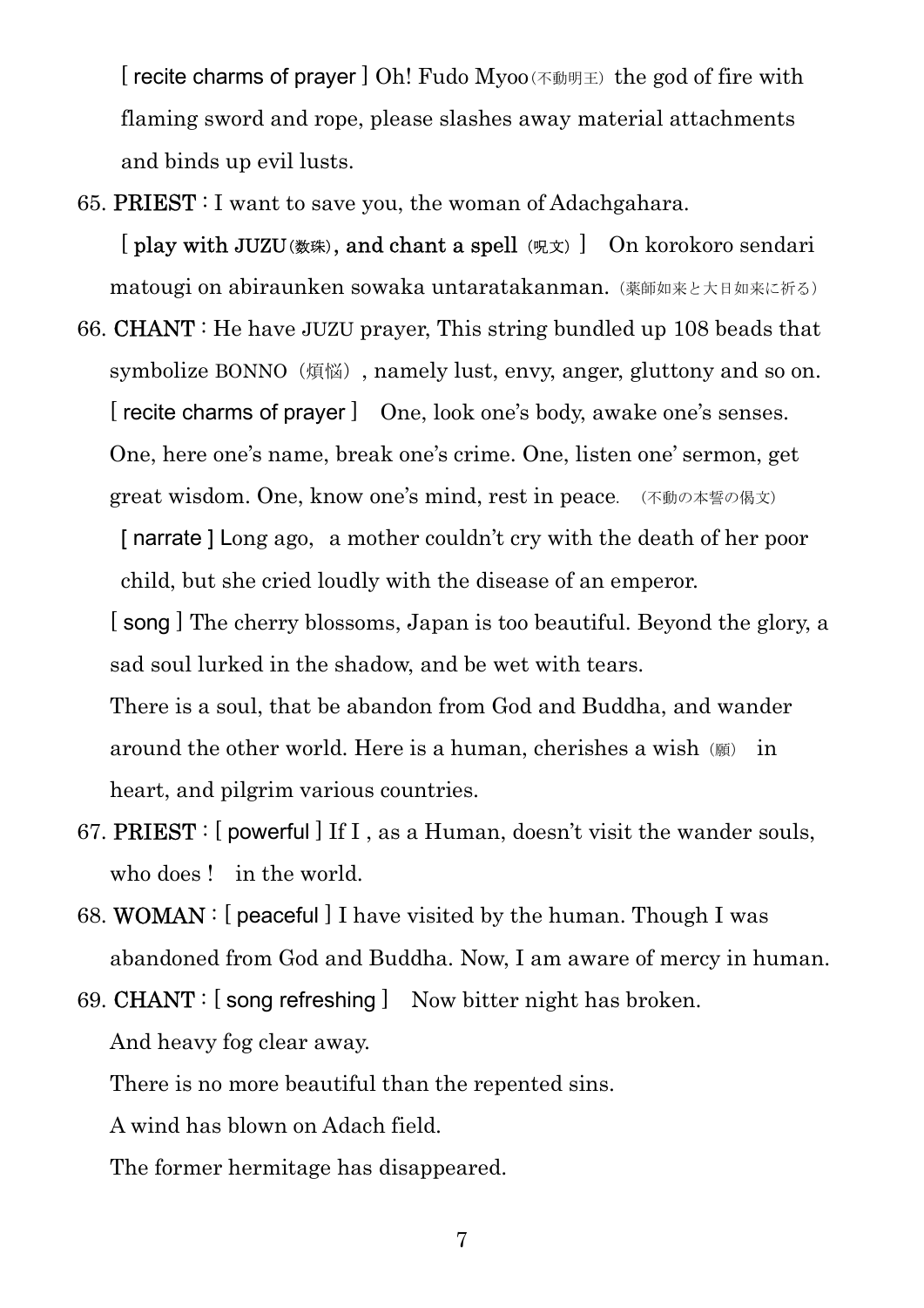[ recite charms of prayer ] Oh! Fudo Myoo（不動明王） the god of fire with flaming sword and rope, please slashes away material attachments and binds up evil lusts.

65. **PRIEST**：I want to save you, the woman of Adachgahara.

**[ play with JUZU（数珠）, and chant a spell （呪文） ]** On korokoro sendari matougi on abiraunken sowaka untaratakanman.（薬師如来と大日如来に祈る）

66. **CHANT**：He have JUZU prayer, This string bundled up 108 beads that symbolize BONNO（煩悩）, namely lust, envy, anger, gluttony and so on.

[ recite charms of prayer ] One, look one's body, awake one's senses. One, here one's name, break one's crime. One, listen one' sermon, get great wisdom. One, know one's mind, rest in peace. （不動の本誓の偈文）

[ narrate ] Long ago, a mother couldn't cry with the death of her poor child, but she cried loudly with the disease of an emperor.

[ song ] The cherry blossoms, Japan is too beautiful. Beyond the glory, a sad soul lurked in the shadow, and be wet with tears.

There is a soul, that be abandon from God and Buddha, and wander around the other world. Here is a human, cherishes a wish（願） in heart, and pilgrim various countries.

67. **PRIEST**：[ powerful ] If I , as a Human, doesn't visit the wander souls, who does ! in the world.

68. **WOMAN**：[ peaceful ] I have visited by the human. Though I was abandoned from God and Buddha. Now, I am aware of mercy in human.

69. **CHANT**：[ song refreshing ] Now bitter night has broken.

And heavy fog clear away.

There is no more beautiful than the repented sins.

A wind has blown on Adach field.

The former hermitage has disappeared.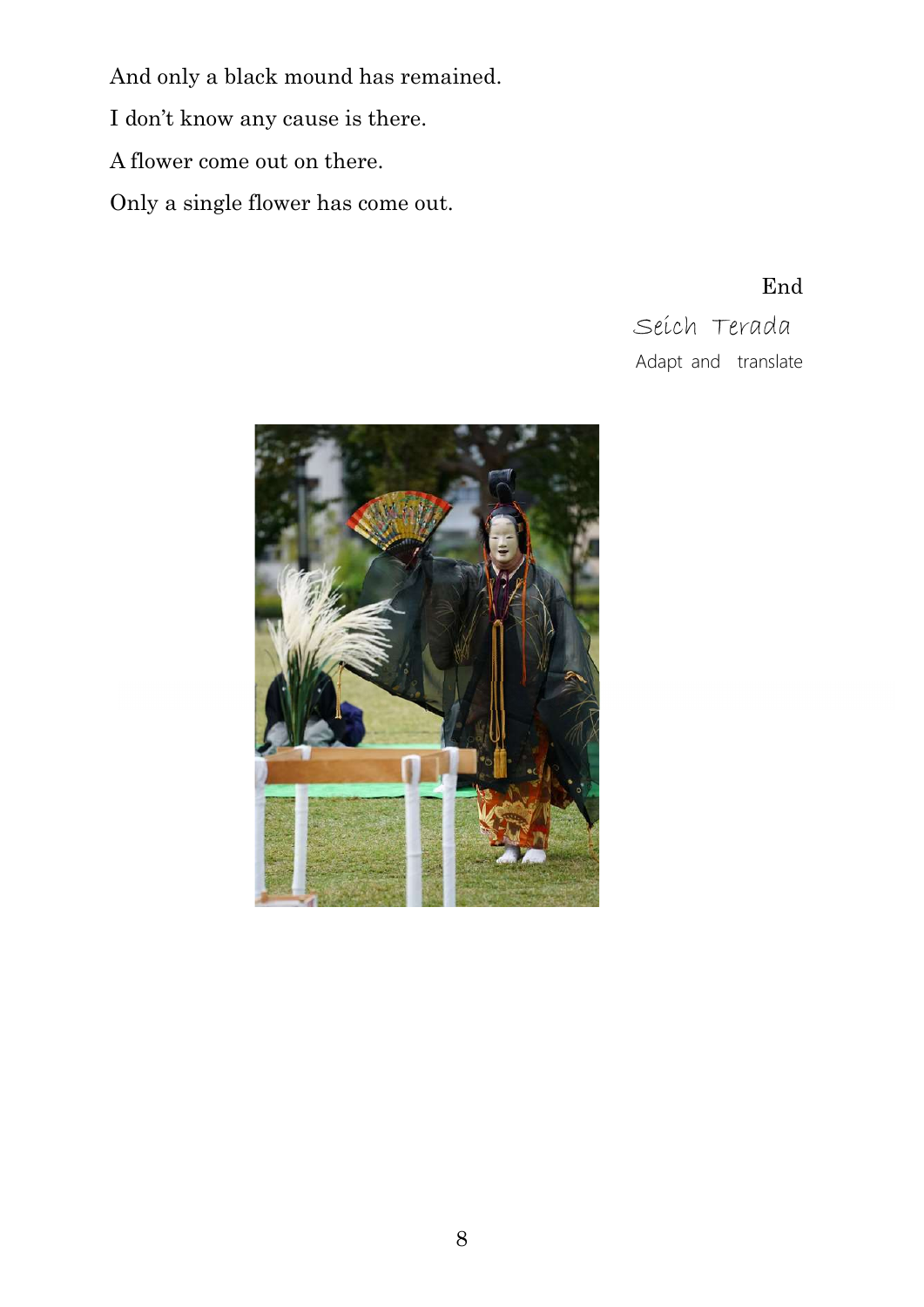And only a black mound has remained.

I don't know any cause is there.

A flower come out on there.

Only a single flower has come out.

End

Seich Terada

Adapt and translate